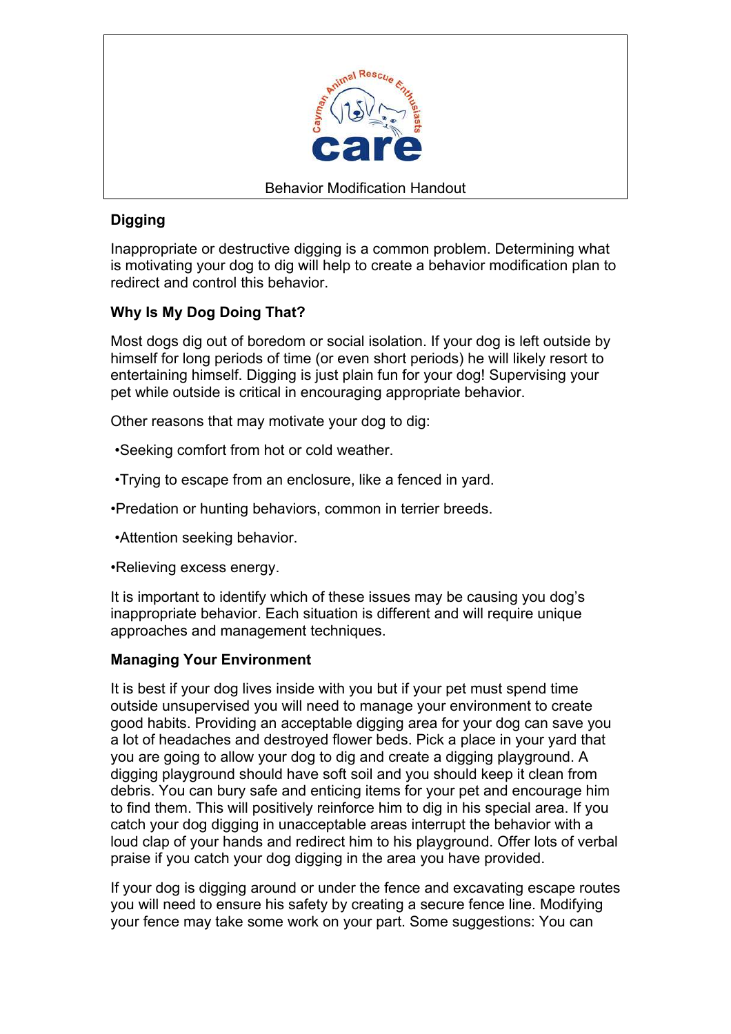Cayman Animal Rescue Enthusiasts

care

Behavior Modification Handout

## Digging

Inappropriate or destructive digging is a common problem. Determining what is motivating your dog to dig will help to create a behavior modification plan to redirect and control this behavior.

### Why Is My Dog Doing That?

Most dogs dig out of boredom or social isolation. If your dog is left outside by himself for long periods of time (or even short periods) he will likely resort to entertaining himself. Digging is just plain fun for your dog! Supervising your pet while outside is critical in encouraging appropriate behavior.

Other reasons that may motivate your dog to dig:

- Seeking comfort from hot or cold weather.
- Trying to escape from an enclosure, like a fenced in yard.
- Predation or hunting behaviors, common in terrier breeds.
- Attention seeking behavior.
- Relieving excess energy.

It is important to identify which of these issues may be causing you dog's inappropriate behavior. Each situation is different and will require unique approaches and management techniques.

### Managing Your Environment

It is best if your dog lives inside with you but if your pet must spend time outside unsupervised you will need to manage your environment to create good habits. Providing an acceptable digging area for your dog can save you a lot of headaches and destroyed flower beds. Pick a place in your yard that you are going to allow your dog to dig and create a digging playground. A digging playground should have soft soil and you should keep it clean from debris. You can bury safe and enticing items for your pet and encourage him to find them. This will positively reinforce him to dig in his special area. If you catch your dog digging in unacceptable areas interrupt the behavior with a loud clap of your hands and redirect him to his playground. Offer lots of verbal praise if you catch your dog digging in the area you have provided.

If your dog is digging around or under the fence and excavating escape routes you will need to ensure his safety by creating a secure fence line. Modifying your fence may take some work on your part. Some suggestions: You can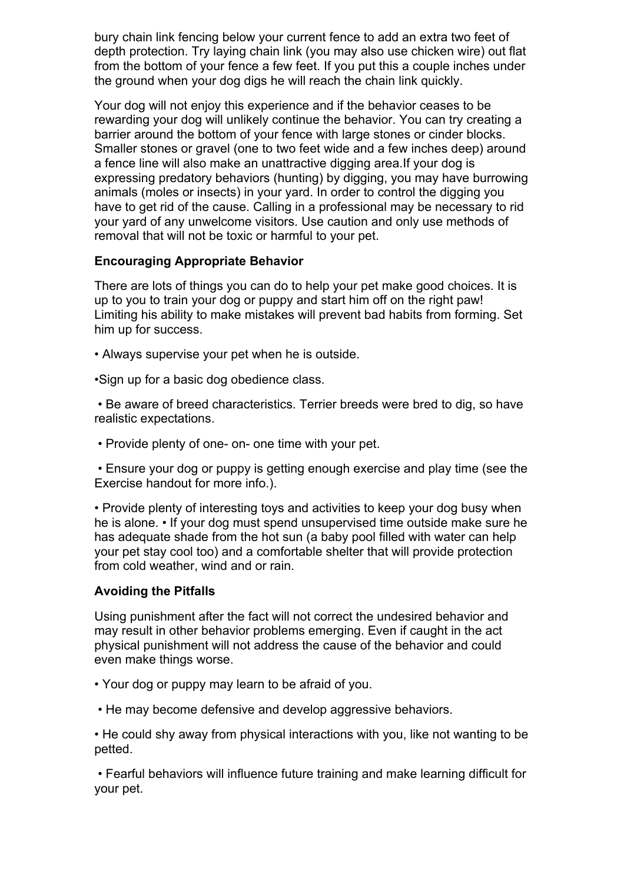bury chain link fencing below your current fence to add an extra two feet of depth protection. Try laying chain link (you may also use chicken wire) out flat from the bottom of your fence a few feet. If you put this a couple inches under the ground when your dog digs he will reach the chain link quickly.

Your dog will not enjoy this experience and if the behavior ceases to be rewarding your dog will unlikely continue the behavior. You can try creating a barrier around the bottom of your fence with large stones or cinder blocks. Smaller stones or gravel (one to two feet wide and a few inches deep) around a fence line will also make an unattractive digging area.If your dog is expressing predatory behaviors (hunting) by digging, you may have burrowing animals (moles or insects) in your yard. In order to control the digging you have to get rid of the cause. Calling in a professional may be necessary to rid your yard of any unwelcome visitors. Use caution and only use methods of removal that will not be toxic or harmful to your pet.

**Encouraging Appropriate Behavior**

There are lots of things you can do to help your pet make good choices. It is up to you to train your dog or puppy and start him off on the right paw! Limiting his ability to make mistakes will prevent bad habits from forming. Set him up for success.

- Always supervise your pet when he is outside.
- Sign up for a basic dog obedience class.
- Be aware of breed characteristics. Terrier breeds were bred to dig, so have realistic expectations.
- Provide plenty of one- on- one time with your pet.
- Ensure your dog or puppy is getting enough exercise and play time (see the Exercise handout for more info.).
- Provide plenty of interesting toys and activities to keep your dog busy when he is alone.
- If your dog must spend unsupervised time outside make sure he has adequate shade from the hot sun (a baby pool filled with water can help your pet stay cool too) and a comfortable shelter that will provide protection from cold weather, wind and or rain.

**Avoiding the Pitfalls**

Using punishment after the fact will not correct the undesired behavior and may result in other behavior problems emerging. Even if caught in the act physical punishment will not address the cause of the behavior and could even make things worse.

- Your dog or puppy may learn to be afraid of you.
- He may become defensive and develop aggressive behaviors.
- He could shy away from physical interactions with you, like not wanting to be petted.
- Fearful behaviors will influence future training and make learning difficult for your pet.